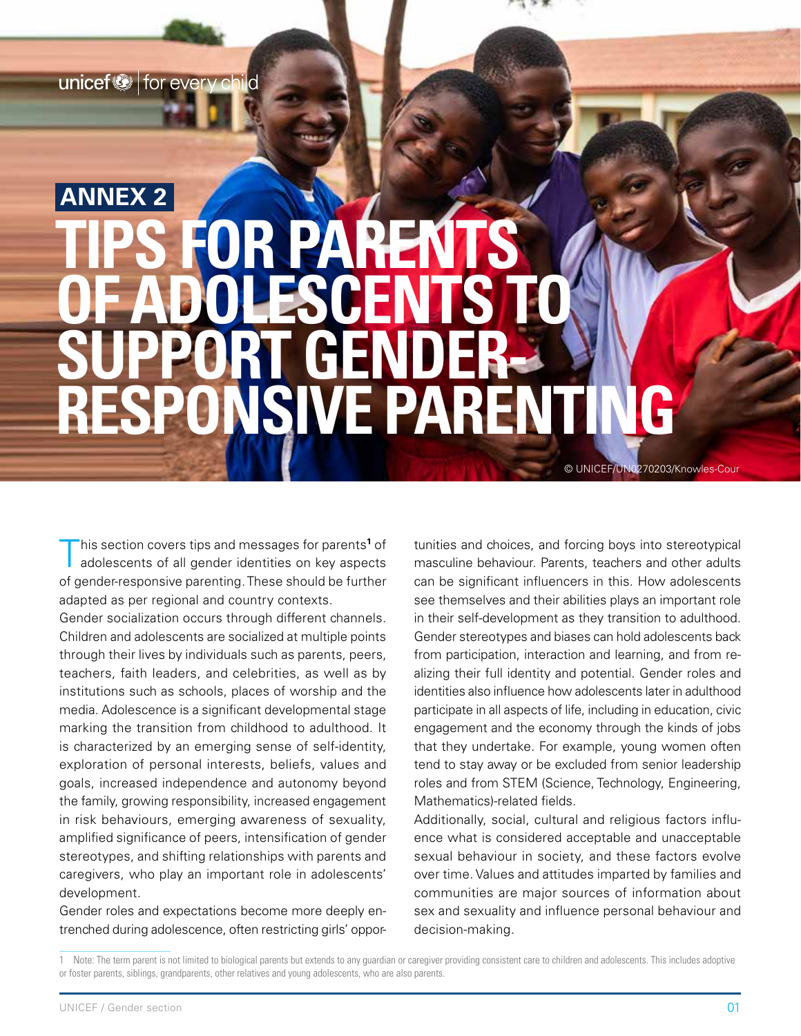unicef | for every child

## ANNEX 2

# TIPS FOR PARENTS OF ADOLESCENTS TO SUPPORT GENDER-RESPONSIVE PARENTING

© UNICEF/UN0270203/Knowles-Cour

This section covers tips and messages for parents[1] of adolescents of all gender identities on key aspects of gender-responsive parenting. These should be further adapted as per regional and country contexts.

Gender socialization occurs through different channels. Children and adolescents are socialized at multiple points through their lives by individuals such as parents, peers, teachers, faith leaders, and celebrities, as well as by institutions such as schools, places of worship and the media. Adolescence is a significant developmental stage marking the transition from childhood to adulthood. It is characterized by an emerging sense of self-identity, exploration of personal interests, beliefs, values and goals, increased independence and autonomy beyond the family, growing responsibility, increased engagement in risk behaviours, emerging awareness of sexuality, amplified significance of peers, intensification of gender stereotypes, and shifting relationships with parents and caregivers, who play an important role in adolescents' development.

Gender roles and expectations become more deeply entrenched during adolescence, often restricting girls' opportunities and choices, and forcing boys into stereotypical masculine behaviour. Parents, teachers and other adults can be significant influencers in this. How adolescents see themselves and their abilities plays an important role in their self-development as they transition to adulthood. Gender stereotypes and biases can hold adolescents back from participation, interaction and learning, and from realizing their full identity and potential. Gender roles and identities also influence how adolescents later in adulthood participate in all aspects of life, including in education, civic engagement and the economy through the kinds of jobs that they undertake. For example, young women often tend to stay away or be excluded from senior leadership roles and from STEM (Science, Technology, Engineering, Mathematics)-related fields.

Additionally, social, cultural and religious factors influence what is considered acceptable and unacceptable sexual behaviour in society, and these factors evolve over time. Values and attitudes imparted by families and communities are major sources of information about sex and sexuality and influence personal behaviour and decision-making.

---

1 Note: The term parent is not limited to biological parents but extends to any guardian or caregiver providing consistent care to children and adolescents. This includes adoptive or foster parents, siblings, grandparents, other relatives and young adolescents, who are also parents.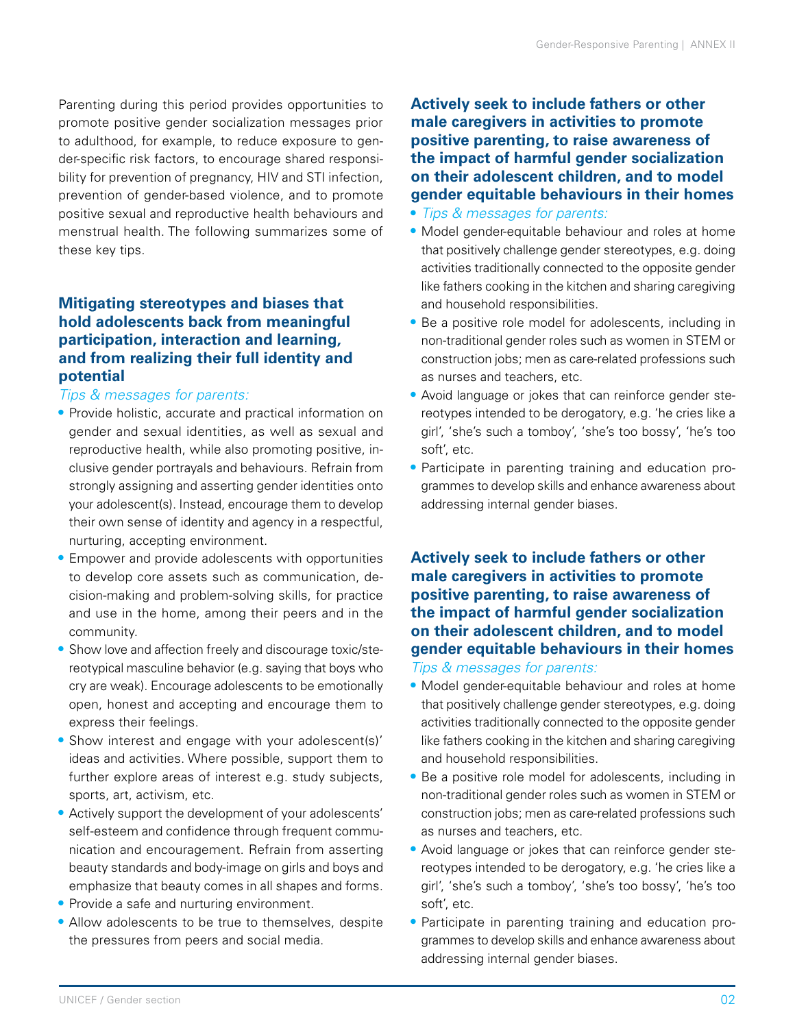Parenting during this period provides opportunities to promote positive gender socialization messages prior to adulthood, for example, to reduce exposure to gender-specific risk factors, to encourage shared responsibility for prevention of pregnancy, HIV and STI infection, prevention of gender-based violence, and to promote positive sexual and reproductive health behaviours and menstrual health. The following summarizes some of these key tips.

### Mitigating stereotypes and biases that hold adolescents back from meaningful participation, interaction and learning, and from realizing their full identity and potential

*Tips & messages for parents:*

- Provide holistic, accurate and practical information on gender and sexual identities, as well as sexual and reproductive health, while also promoting positive, inclusive gender portrayals and behaviours. Refrain from strongly assigning and asserting gender identities onto your adolescent(s). Instead, encourage them to develop their own sense of identity and agency in a respectful, nurturing, accepting environment.
- Empower and provide adolescents with opportunities to develop core assets such as communication, decision-making and problem-solving skills, for practice and use in the home, among their peers and in the community.
- Show love and affection freely and discourage toxic/stereotypical masculine behavior (e.g. saying that boys who cry are weak). Encourage adolescents to be emotionally open, honest and accepting and encourage them to express their feelings.
- Show interest and engage with your adolescent(s)' ideas and activities. Where possible, support them to further explore areas of interest e.g. study subjects, sports, art, activism, etc.
- Actively support the development of your adolescents' self-esteem and confidence through frequent communication and encouragement. Refrain from asserting beauty standards and body-image on girls and boys and emphasize that beauty comes in all shapes and forms.
- Provide a safe and nurturing environment.
- Allow adolescents to be true to themselves, despite the pressures from peers and social media.

### Actively seek to include fathers or other male caregivers in activities to promote positive parenting, to raise awareness of the impact of harmful gender socialization on their adolescent children, and to model gender equitable behaviours in their homes

- *Tips & messages for parents:*
- Model gender-equitable behaviour and roles at home that positively challenge gender stereotypes, e.g. doing activities traditionally connected to the opposite gender like fathers cooking in the kitchen and sharing caregiving and household responsibilities.
- Be a positive role model for adolescents, including in non-traditional gender roles such as women in STEM or construction jobs; men as care-related professions such as nurses and teachers, etc.
- Avoid language or jokes that can reinforce gender stereotypes intended to be derogatory, e.g. 'he cries like a girl', 'she's such a tomboy', 'she's too bossy', 'he's too soft', etc.
- Participate in parenting training and education programmes to develop skills and enhance awareness about addressing internal gender biases.

### Actively seek to include fathers or other male caregivers in activities to promote positive parenting, to raise awareness of the impact of harmful gender socialization on their adolescent children, and to model gender equitable behaviours in their homes

*Tips & messages for parents:*

- Model gender-equitable behaviour and roles at home that positively challenge gender stereotypes, e.g. doing activities traditionally connected to the opposite gender like fathers cooking in the kitchen and sharing caregiving and household responsibilities.
- Be a positive role model for adolescents, including in non-traditional gender roles such as women in STEM or construction jobs; men as care-related professions such as nurses and teachers, etc.
- Avoid language or jokes that can reinforce gender stereotypes intended to be derogatory, e.g. 'he cries like a girl', 'she's such a tomboy', 'she's too bossy', 'he's too soft', etc.
- Participate in parenting training and education programmes to develop skills and enhance awareness about addressing internal gender biases.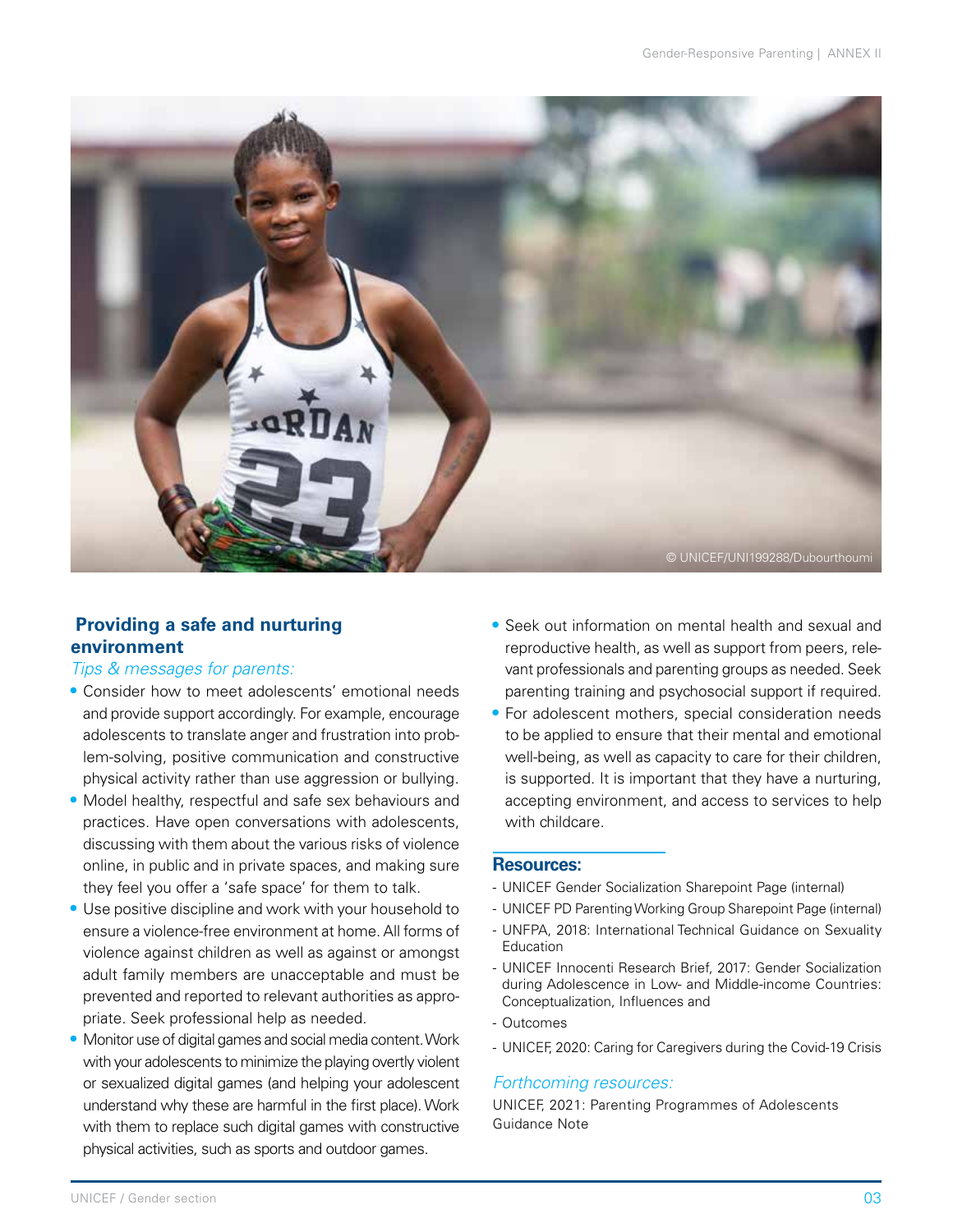© UNICEF/UNI199288/Dubourthoumi

## Providing a safe and nurturing environment

*Tips & messages for parents:*

- Consider how to meet adolescents' emotional needs and provide support accordingly. For example, encourage adolescents to translate anger and frustration into problem-solving, positive communication and constructive physical activity rather than use aggression or bullying.
- Model healthy, respectful and safe sex behaviours and practices. Have open conversations with adolescents, discussing with them about the various risks of violence online, in public and in private spaces, and making sure they feel you offer a 'safe space' for them to talk.
- Use positive discipline and work with your household to ensure a violence-free environment at home. All forms of violence against children as well as against or amongst adult family members are unacceptable and must be prevented and reported to relevant authorities as appropriate. Seek professional help as needed.
- Monitor use of digital games and social media content. Work with your adolescents to minimize the playing overtly violent or sexualized digital games (and helping your adolescent understand why these are harmful in the first place). Work with them to replace such digital games with constructive physical activities, such as sports and outdoor games.
- Seek out information on mental health and sexual and reproductive health, as well as support from peers, relevant professionals and parenting groups as needed. Seek parenting training and psychosocial support if required.
- For adolescent mothers, special consideration needs to be applied to ensure that their mental and emotional well-being, as well as capacity to care for their children, is supported. It is important that they have a nurturing, accepting environment, and access to services to help with childcare.

### Resources:

- UNICEF Gender Socialization Sharepoint Page (internal)
- UNICEF PD Parenting Working Group Sharepoint Page (internal)
- UNFPA, 2018: International Technical Guidance on Sexuality Education
- UNICEF Innocenti Research Brief, 2017: Gender Socialization during Adolescence in Low- and Middle-income Countries: Conceptualization, Influences and
- Outcomes
- UNICEF, 2020: Caring for Caregivers during the Covid-19 Crisis

*Forthcoming resources:*

UNICEF, 2021: Parenting Programmes of Adolescents Guidance Note